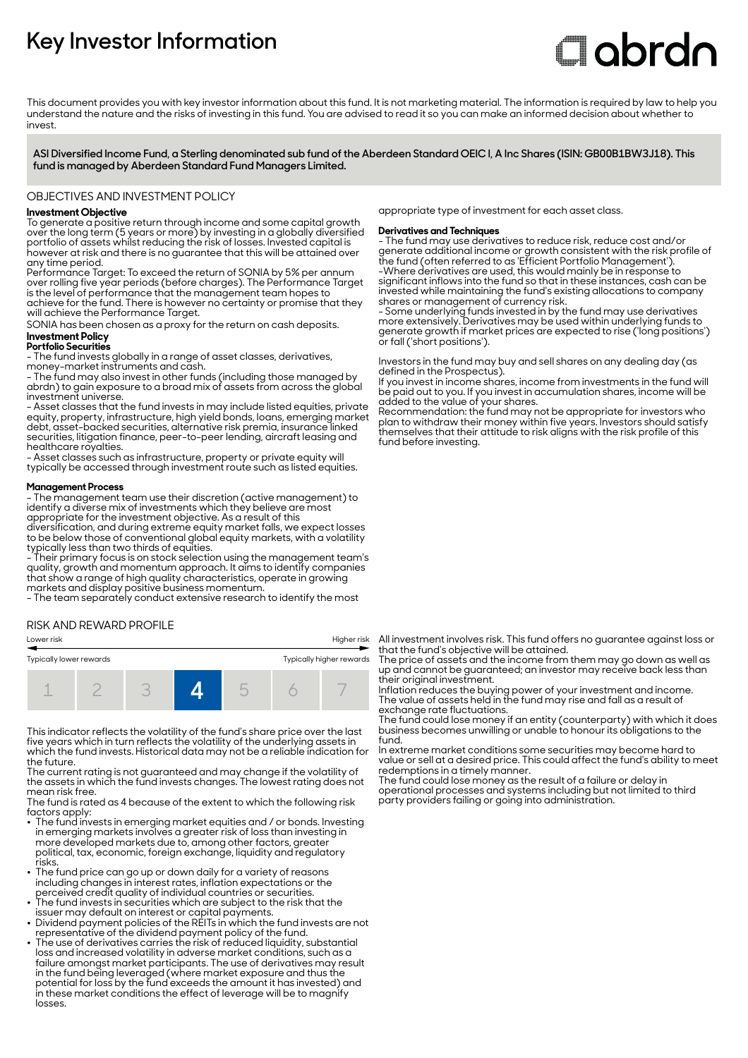# Key Investor Information

abrdn

This document provides you with key investor information about this fund. It is not marketing material. The information is required by law to help you understand the nature and the risks of investing in this fund. You are advised to read it so you can make an informed decision about whether to invest.

**ASI Diversified Income Fund, a Sterling denominated sub fund of the Aberdeen Standard OEIC I, A Inc Shares (ISIN: GB00B1BW3J18). This fund is managed by Aberdeen Standard Fund Managers Limited.**

## OBJECTIVES AND INVESTMENT POLICY

**Investment Objective**

To generate a positive return through income and some capital growth over the long term (5 years or more) by investing in a globally diversified portfolio of assets whilst reducing the risk of losses. Invested capital is however at risk and there is no guarantee that this will be attained over any time period.

Performance Target: To exceed the return of SONIA by 5% per annum over rolling five year periods (before charges). The Performance Target is the level of performance that the management team hopes to achieve for the fund. There is however no certainty or promise that they will achieve the Performance Target.

SONIA has been chosen as a proxy for the return on cash deposits.

**Investment Policy**

**Portfolio Securities**

- The fund invests globally in a range of asset classes, derivatives, money-market instruments and cash.
- The fund may also invest in other funds (including those managed by abrdn) to gain exposure to a broad mix of assets from across the global investment universe.
- Asset classes that the fund invests in may include listed equities, private equity, property, infrastructure, high yield bonds, loans, emerging market debt, asset-backed securities, alternative risk premia, insurance linked securities, litigation finance, peer-to-peer lending, aircraft leasing and healthcare royalties.
- Asset classes such as infrastructure, property or private equity will typically be accessed through investment route such as listed equities.

**Management Process**

- The management team use their discretion (active management) to identify a diverse mix of investments which they believe are most appropriate for the investment objective. As a result of this diversification, and during extreme equity market falls, we expect losses to be below those of conventional global equity markets, with a volatility typically less than two thirds of equities.
- Their primary focus is on stock selection using the management team's quality, growth and momentum approach. It aims to identify companies that show a range of high quality characteristics, operate in growing markets and display positive business momentum.
- The team separately conduct extensive research to identify the most appropriate type of investment for each asset class.

**Derivatives and Techniques**

- The fund may use derivatives to reduce risk, reduce cost and/or generate additional income or growth consistent with the risk profile of the fund (often referred to as 'Efficient Portfolio Management').
- Where derivatives are used, this would mainly be in response to significant inflows into the fund so that in these instances, cash can be invested while maintaining the fund's existing allocations to company shares or management of currency risk.
- Some underlying funds invested in by the fund may use derivatives more extensively. Derivatives may be used within underlying funds to generate growth if market prices are expected to rise ('long positions') or fall ('short positions').

Investors in the fund may buy and sell shares on any dealing day (as defined in the Prospectus).

If you invest in income shares, income from investments in the fund will be paid out to you. If you invest in accumulation shares, income will be added to the value of your shares.

Recommendation: the fund may not be appropriate for investors who plan to withdraw their money within five years. Investors should satisfy themselves that their attitude to risk aligns with the risk profile of this fund before investing.

## RISK AND REWARD PROFILE

Lower risk ← → Higher risk

Typically lower rewards — Typically higher rewards

| 1 | 2 | 3 | **4** | 5 | 6 | 7 |
|---|---|---|---|---|---|---|

This indicator reflects the volatility of the fund's share price over the last five years which in turn reflects the volatility of the underlying assets in which the fund invests. Historical data may not be a reliable indication for the future.

The current rating is not guaranteed and may change if the volatility of the assets in which the fund invests changes. The lowest rating does not mean risk free.

The fund is rated as 4 because of the extent to which the following risk factors apply:

- The fund invests in emerging market equities and / or bonds. Investing in emerging markets involves a greater risk of loss than investing in more developed markets due to, among other factors, greater political, tax, economic, foreign exchange, liquidity and regulatory risks.
- The fund price can go up or down daily for a variety of reasons including changes in interest rates, inflation expectations or the perceived credit quality of individual countries or securities.
- The fund invests in securities which are subject to the risk that the issuer may default on interest or capital payments.
- Dividend payment policies of the REITs in which the fund invests are not representative of the dividend payment policy of the fund.
- The use of derivatives carries the risk of reduced liquidity, substantial loss and increased volatility in adverse market conditions, such as a failure amongst market participants. The use of derivatives may result in the fund being leveraged (where market exposure and thus the potential for loss by the fund exceeds the amount it has invested) and in these market conditions the effect of leverage will be to magnify losses.

All investment involves risk. This fund offers no guarantee against loss or that the fund's objective will be attained.

The price of assets and the income from them may go down as well as up and cannot be guaranteed; an investor may receive back less than their original investment.

Inflation reduces the buying power of your investment and income.

The value of assets held in the fund may rise and fall as a result of exchange rate fluctuations.

The fund could lose money if an entity (counterparty) with which it does business becomes unwilling or unable to honour its obligations to the fund.

In extreme market conditions some securities may become hard to value or sell at a desired price. This could affect the fund's ability to meet redemptions in a timely manner.

The fund could lose money as the result of a failure or delay in operational processes and systems including but not limited to third party providers failing or going into administration.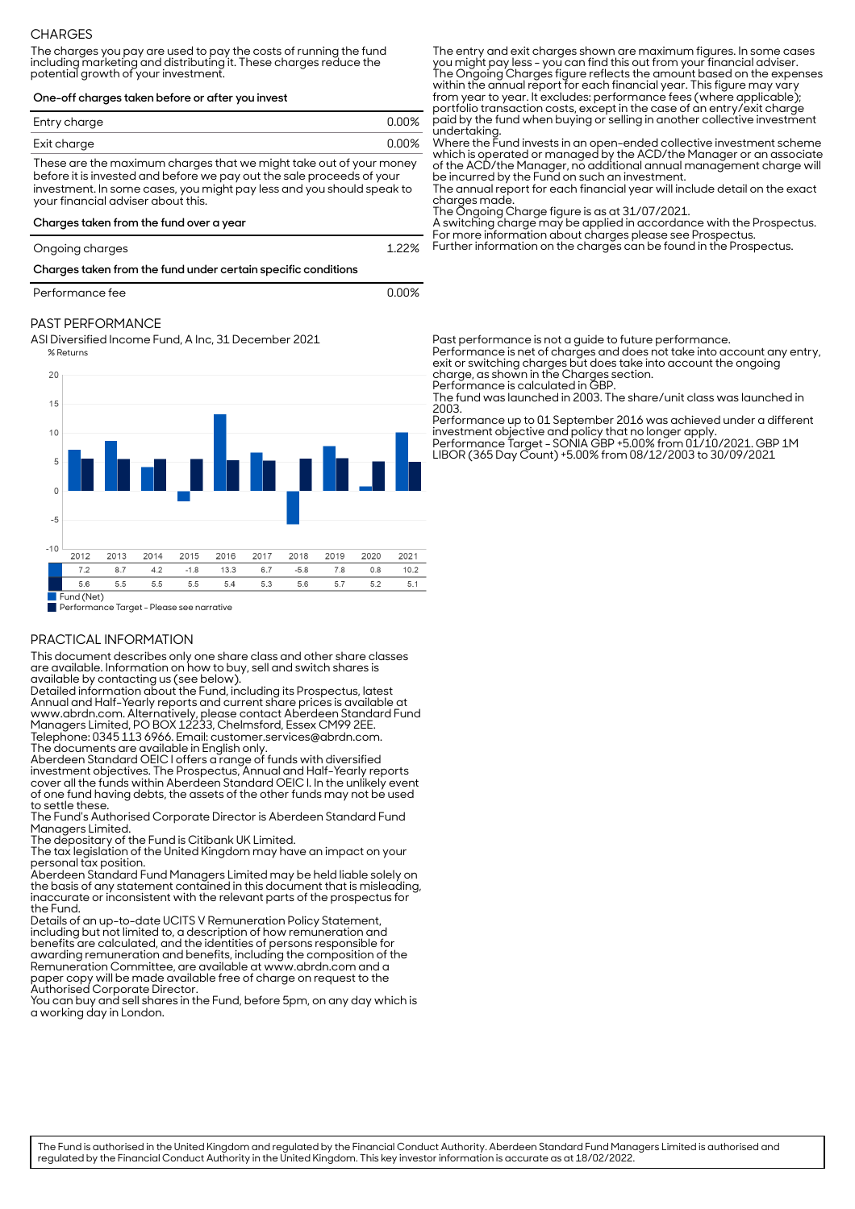## CHARGES

The charges you pay are used to pay the costs of running the fund including marketing and distributing it. These charges reduce the potential growth of your investment.

| One-off charges taken before or after you invest | |
|---|---|
| Entry charge | 0.00% |
| Exit charge | 0.00% |

These are the maximum charges that we might take out of your money before it is invested and before we pay out the sale proceeds of your investment. In some cases, you might pay less and you should speak to your financial adviser about this.

| Charges taken from the fund over a year | |
|---|---|
| Ongoing charges | 1.22% |

| Charges taken from the fund under certain specific conditions | |
|---|---|
| Performance fee | 0.00% |

The entry and exit charges shown are maximum figures. In some cases you might pay less - you can find this out from your financial adviser. The Ongoing Charges figure reflects the amount based on the expenses within the annual report for each financial year. This figure may vary from year to year. It excludes: performance fees (where applicable); portfolio transaction costs, except in the case of an entry/exit charge paid by the fund when buying or selling in another collective investment undertaking.

Where the Fund invests in an open-ended collective investment scheme which is operated or managed by the ACD/the Manager or an associate of the ACD/the Manager, no additional annual management charge will be incurred by the Fund on such an investment.

The annual report for each financial year will include detail on the exact charges made.

The Ongoing Charge figure is as at 31/07/2021.

A switching charge may be applied in accordance with the Prospectus. For more information about charges please see Prospectus.

Further information on the charges can be found in the Prospectus.

## PAST PERFORMANCE

ASI Diversified Income Fund, A Inc, 31 December 2021

% Returns

20
15
10
5
0
-5
-10

2012 2013 2014 2015 2016 2017 2018 2019 2020 2021

Fund (Net): 7.2 8.7 4.2 -1.8 13.3 6.7 -5.8 7.8 0.8 10.2

Performance Target - Please see narrative: 5.6 5.5 5.5 5.5 5.4 5.3 5.6 5.7 5.2 5.1

Past performance is not a guide to future performance.

Performance is net of charges and does not take into account any entry, exit or switching charges but does take into account the ongoing charge, as shown in the Charges section.

Performance is calculated in GBP.

The fund was launched in 2003. The share/unit class was launched in 2003.

Performance up to 01 September 2016 was achieved under a different investment objective and policy that no longer apply.

Performance Target - SONIA GBP +5.00% from 01/10/2021. GBP 1M LIBOR (365 Day Count) +5.00% from 08/12/2003 to 30/09/2021

## PRACTICAL INFORMATION

This document describes only one share class and other share classes are available. Information on how to buy, sell and switch shares is available by contacting us (see below).

Detailed information about the Fund, including its Prospectus, latest Annual and Half-Yearly reports and current share prices is available at www.abrdn.com. Alternatively, please contact Aberdeen Standard Fund Managers Limited, PO BOX 12233, Chelmsford, Essex CM99 2EE. Telephone: 0345 113 6966. Email: customer.services@abrdn.com.

The documents are available in English only.

Aberdeen Standard OEIC I offers a range of funds with diversified investment objectives. The Prospectus, Annual and Half-Yearly reports cover all the funds within Aberdeen Standard OEIC I. In the unlikely event of one fund having debts, the assets of the other funds may not be used to settle these.

The Fund's Authorised Corporate Director is Aberdeen Standard Fund Managers Limited.

The depositary of the Fund is Citibank UK Limited.

The tax legislation of the United Kingdom may have an impact on your personal tax position.

Aberdeen Standard Fund Managers Limited may be held liable solely on the basis of any statement contained in this document that is misleading, inaccurate or inconsistent with the relevant parts of the prospectus for the Fund.

Details of an up-to-date UCITS V Remuneration Policy Statement, including but not limited to, a description of how remuneration and benefits are calculated, and the identities of persons responsible for awarding remuneration and benefits, including the composition of the Remuneration Committee, are available at www.abrdn.com and a paper copy will be made available free of charge on request to the Authorised Corporate Director.

You can buy and sell shares in the Fund, before 5pm, on any day which is a working day in London.

The Fund is authorised in the United Kingdom and regulated by the Financial Conduct Authority. Aberdeen Standard Fund Managers Limited is authorised and regulated by the Financial Conduct Authority in the United Kingdom. This key investor information is accurate as at 18/02/2022.